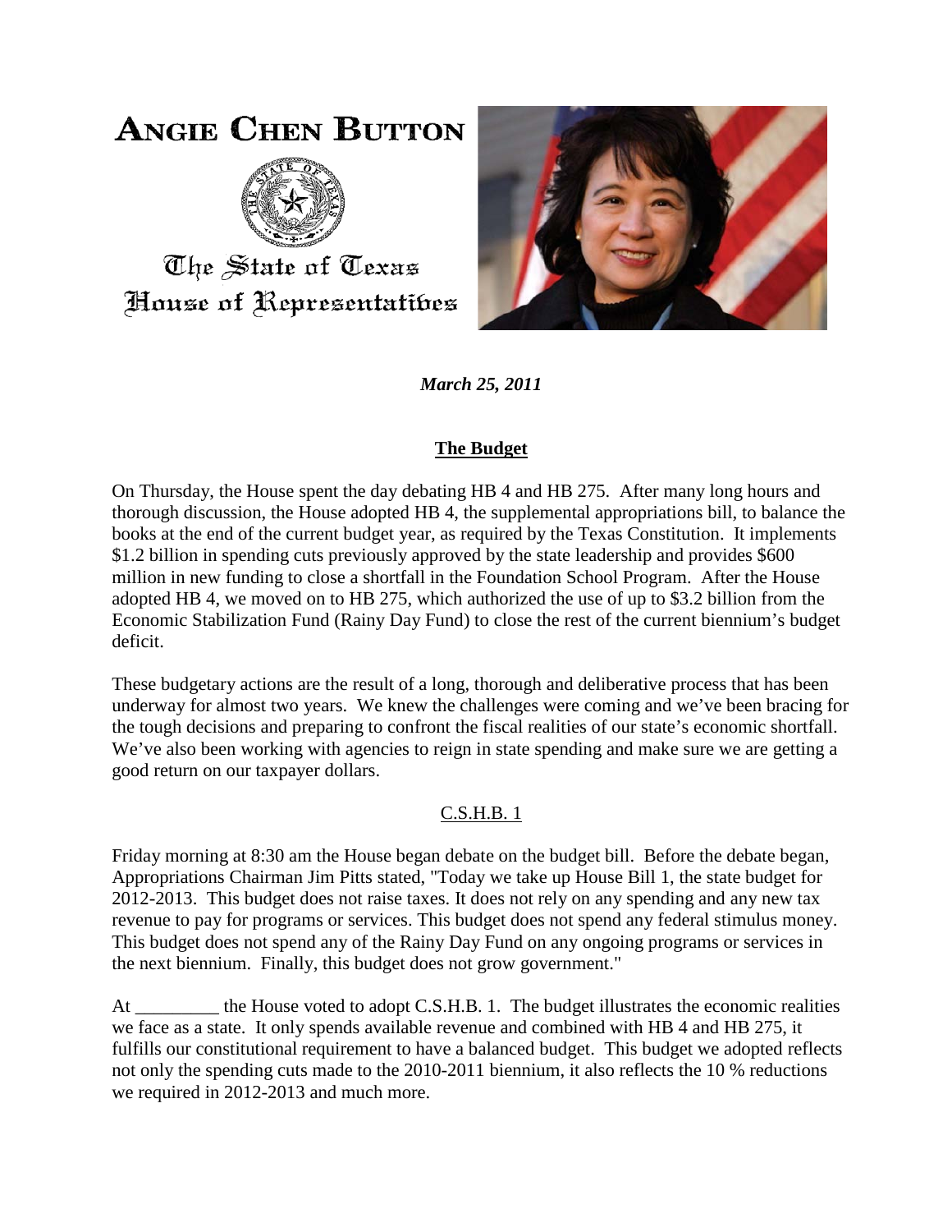# ANGIE CHEN BUTTON

The State of Texas
House of Representatives

*March 25, 2011*

## The Budget

On Thursday, the House spent the day debating HB 4 and HB 275. After many long hours and thorough discussion, the House adopted HB 4, the supplemental appropriations bill, to balance the books at the end of the current budget year, as required by the Texas Constitution. It implements $1.2 billion in spending cuts previously approved by the state leadership and provides $600 million in new funding to close a shortfall in the Foundation School Program. After the House adopted HB 4, we moved on to HB 275, which authorized the use of up to $3.2 billion from the Economic Stabilization Fund (Rainy Day Fund) to close the rest of the current biennium's budget deficit.

These budgetary actions are the result of a long, thorough and deliberative process that has been underway for almost two years. We knew the challenges were coming and we've been bracing for the tough decisions and preparing to confront the fiscal realities of our state's economic shortfall. We've also been working with agencies to reign in state spending and make sure we are getting a good return on our taxpayer dollars.

## C.S.H.B. 1

Friday morning at 8:30 am the House began debate on the budget bill. Before the debate began, Appropriations Chairman Jim Pitts stated, "Today we take up House Bill 1, the state budget for 2012-2013. This budget does not raise taxes. It does not rely on any spending and any new tax revenue to pay for programs or services. This budget does not spend any federal stimulus money. This budget does not spend any of the Rainy Day Fund on any ongoing programs or services in the next biennium. Finally, this budget does not grow government."

At _________ the House voted to adopt C.S.H.B. 1. The budget illustrates the economic realities we face as a state. It only spends available revenue and combined with HB 4 and HB 275, it fulfills our constitutional requirement to have a balanced budget. This budget we adopted reflects not only the spending cuts made to the 2010-2011 biennium, it also reflects the 10 % reductions we required in 2012-2013 and much more.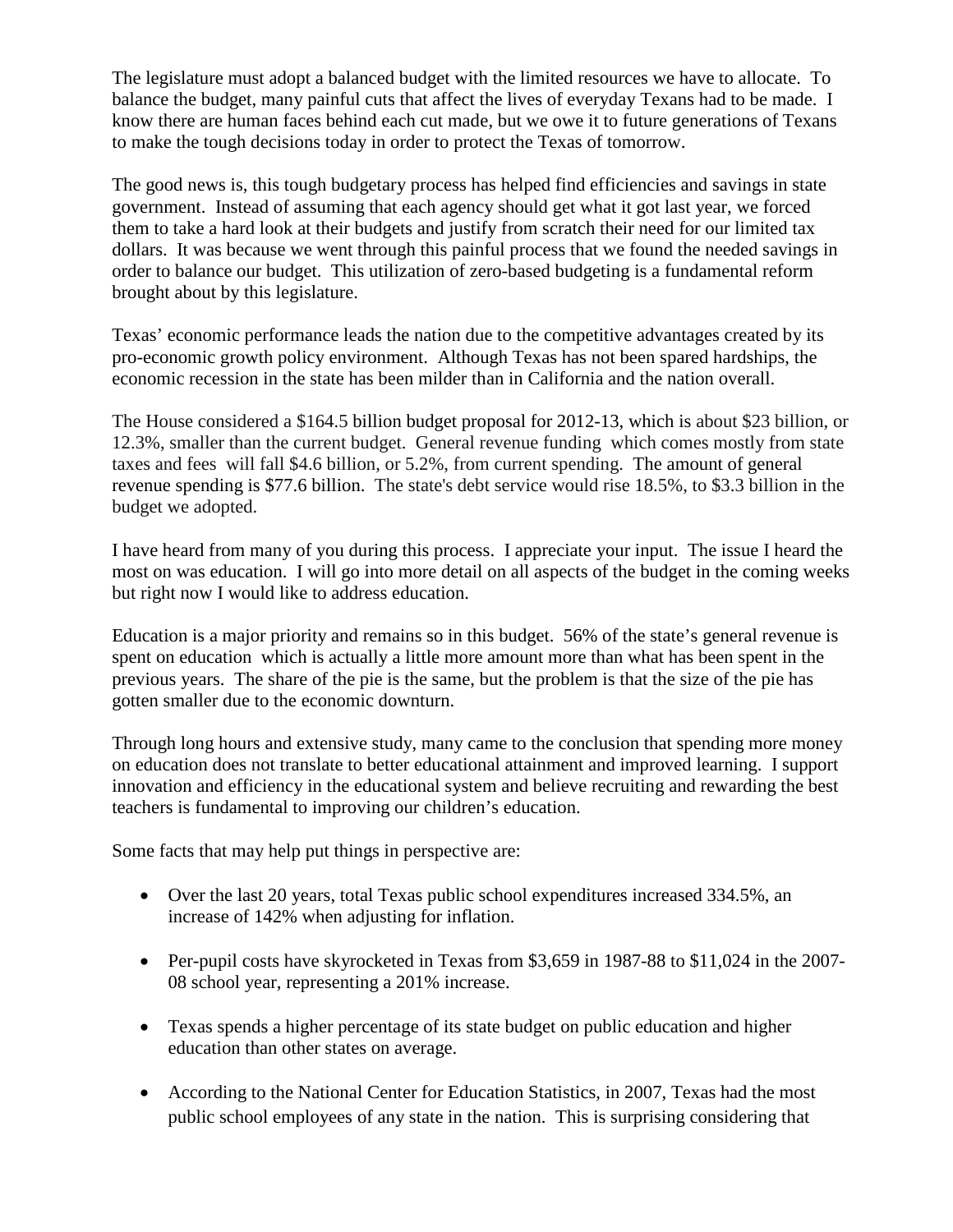The legislature must adopt a balanced budget with the limited resources we have to allocate. To balance the budget, many painful cuts that affect the lives of everyday Texans had to be made. I know there are human faces behind each cut made, but we owe it to future generations of Texans to make the tough decisions today in order to protect the Texas of tomorrow.

The good news is, this tough budgetary process has helped find efficiencies and savings in state government. Instead of assuming that each agency should get what it got last year, we forced them to take a hard look at their budgets and justify from scratch their need for our limited tax dollars. It was because we went through this painful process that we found the needed savings in order to balance our budget. This utilization of zero-based budgeting is a fundamental reform brought about by this legislature.

Texas' economic performance leads the nation due to the competitive advantages created by its pro-economic growth policy environment. Although Texas has not been spared hardships, the economic recession in the state has been milder than in California and the nation overall.

The House considered a $164.5 billion budget proposal for 2012-13, which is about $23 billion, or 12.3%, smaller than the current budget. General revenue funding which comes mostly from state taxes and fees will fall $4.6 billion, or 5.2%, from current spending. The amount of general revenue spending is $77.6 billion. The state's debt service would rise 18.5%, to $3.3 billion in the budget we adopted.

I have heard from many of you during this process. I appreciate your input. The issue I heard the most on was education. I will go into more detail on all aspects of the budget in the coming weeks but right now I would like to address education.

Education is a major priority and remains so in this budget. 56% of the state's general revenue is spent on education which is actually a little more amount more than what has been spent in the previous years. The share of the pie is the same, but the problem is that the size of the pie has gotten smaller due to the economic downturn.

Through long hours and extensive study, many came to the conclusion that spending more money on education does not translate to better educational attainment and improved learning. I support innovation and efficiency in the educational system and believe recruiting and rewarding the best teachers is fundamental to improving our children's education.

Some facts that may help put things in perspective are:

- Over the last 20 years, total Texas public school expenditures increased 334.5%, an increase of 142% when adjusting for inflation.
- Per-pupil costs have skyrocketed in Texas from $3,659 in 1987-88 to $11,024 in the 2007-08 school year, representing a 201% increase.
- Texas spends a higher percentage of its state budget on public education and higher education than other states on average.
- According to the National Center for Education Statistics, in 2007, Texas had the most public school employees of any state in the nation. This is surprising considering that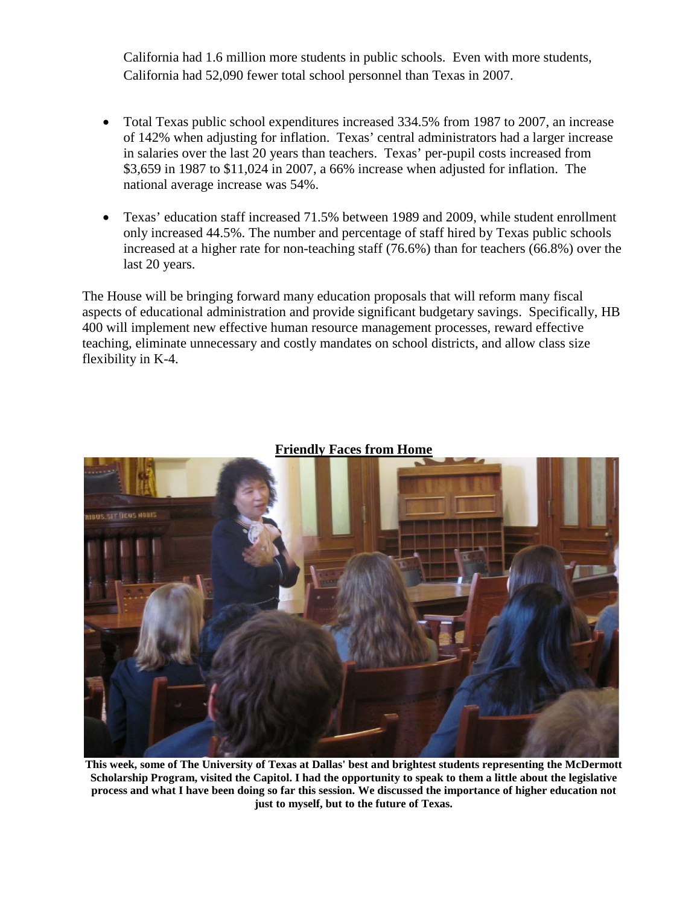California had 1.6 million more students in public schools. Even with more students, California had 52,090 fewer total school personnel than Texas in 2007.

- Total Texas public school expenditures increased 334.5% from 1987 to 2007, an increase of 142% when adjusting for inflation. Texas' central administrators had a larger increase in salaries over the last 20 years than teachers. Texas' per-pupil costs increased from $3,659 in 1987 to $11,024 in 2007, a 66% increase when adjusted for inflation. The national average increase was 54%.
- Texas' education staff increased 71.5% between 1989 and 2009, while student enrollment only increased 44.5%. The number and percentage of staff hired by Texas public schools increased at a higher rate for non-teaching staff (76.6%) than for teachers (66.8%) over the last 20 years.

The House will be bringing forward many education proposals that will reform many fiscal aspects of educational administration and provide significant budgetary savings. Specifically, HB 400 will implement new effective human resource management processes, reward effective teaching, eliminate unnecessary and costly mandates on school districts, and allow class size flexibility in K-4.

## Friendly Faces from Home

**This week, some of The University of Texas at Dallas' best and brightest students representing the McDermott Scholarship Program, visited the Capitol. I had the opportunity to speak to them a little about the legislative process and what I have been doing so far this session. We discussed the importance of higher education not just to myself, but to the future of Texas.**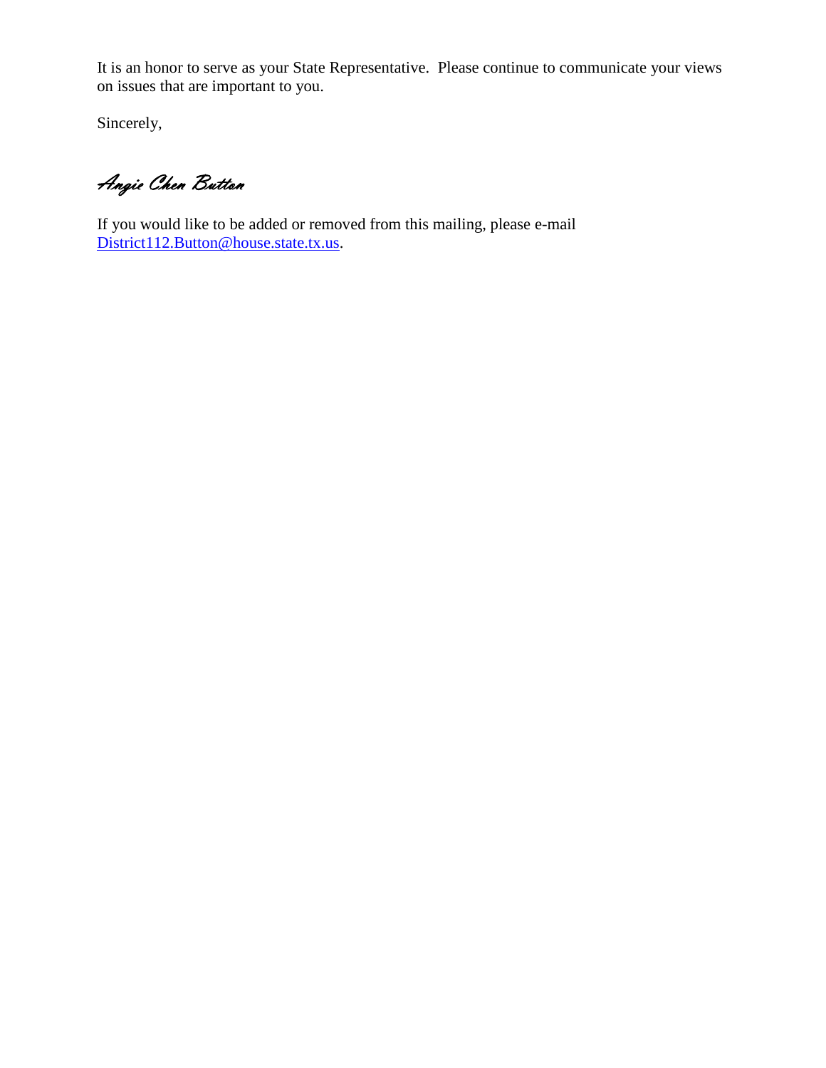It is an honor to serve as your State Representative.  Please continue to communicate your views on issues that are important to you.

Sincerely,

*Angie Chen Button*

If you would like to be added or removed from this mailing, please e-mail District112.Button@house.state.tx.us.